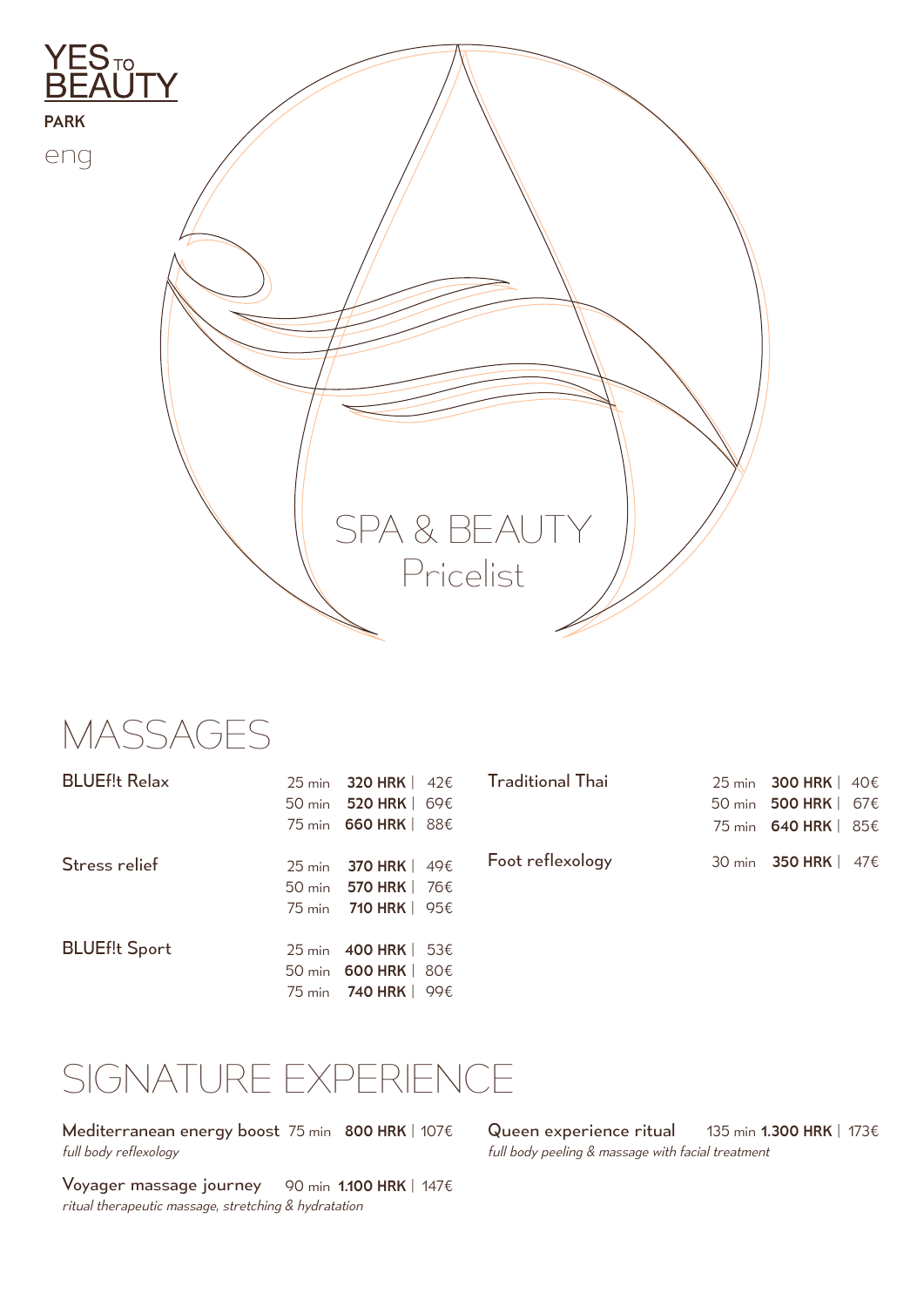YES TO BEAUTY

PARK

eng

SPA & BEAUTY
Pricelist

# MASSAGES

| Treatment | Duration | Price HRK | Price € |
|---|---|---|---|
| BLUEf!t Relax | 25 min | **320 HRK** | 42€ |
| | 50 min | **520 HRK** | 69€ |
| | 75 min | **660 HRK** | 88€ |
| Stress relief | 25 min | **370 HRK** | 49€ |
| | 50 min | **570 HRK** | 76€ |
| | 75 min | **710 HRK** | 95€ |
| BLUEf!t Sport | 25 min | **400 HRK** | 53€ |
| | 50 min | **600 HRK** | 80€ |
| | 75 min | **740 HRK** | 99€ |
| Traditional Thai | 25 min | **300 HRK** | 40€ |
| | 50 min | **500 HRK** | 67€ |
| | 75 min | **640 HRK** | 85€ |
| Foot reflexology | 30 min | **350 HRK** | 47€ |

# SIGNATURE EXPERIENCE

Mediterranean energy boost 75 min **800 HRK** | 107€
*full body reflexology*

Voyager massage journey 90 min **1.100 HRK** | 147€
*ritual therapeutic massage, stretching & hydratation*

Queen experience ritual 135 min **1.300 HRK** | 173€
*full body peeling & massage with facial treatment*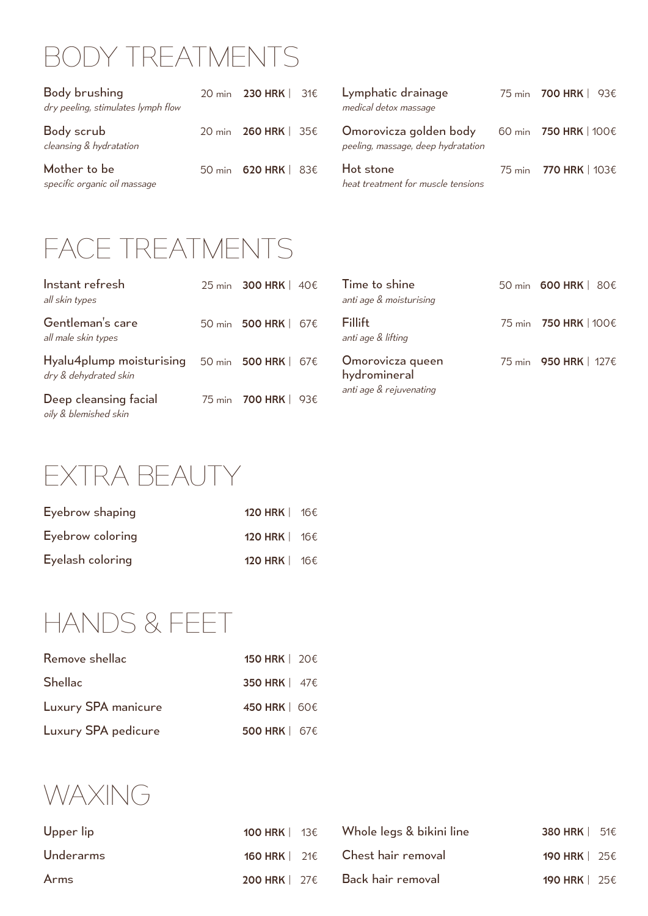# BODY TREATMENTS

| Treatment | Duration | Price |
|---|---|---|
| **Body brushing**<br>*dry peeling, stimulates lymph flow* | 20 min | **230 HRK** \| 31€ |
| **Body scrub**<br>*cleansing & hydratation* | 20 min | **260 HRK** \| 35€ |
| **Mother to be**<br>*specific organic oil massage* | 50 min | **620 HRK** \| 83€ |
| **Lymphatic drainage**<br>*medical detox massage* | 75 min | **700 HRK** \| 93€ |
| **Omorovicza golden body**<br>*peeling, massage, deep hydratation* | 60 min | **750 HRK** \| 100€ |
| **Hot stone**<br>*heat treatment for muscle tensions* | 75 min | **770 HRK** \| 103€ |

# FACE TREATMENTS

| Treatment | Duration | Price |
|---|---|---|
| **Instant refresh**<br>*all skin types* | 25 min | **300 HRK** \| 40€ |
| **Gentleman's care**<br>*all male skin types* | 50 min | **500 HRK** \| 67€ |
| **Hyalu4plump moisturising**<br>*dry & dehydrated skin* | 50 min | **500 HRK** \| 67€ |
| **Deep cleansing facial**<br>*oily & blemished skin* | 75 min | **700 HRK** \| 93€ |
| **Time to shine**<br>*anti age & moisturising* | 50 min | **600 HRK** \| 80€ |
| **Fillift**<br>*anti age & lifting* | 75 min | **750 HRK** \| 100€ |
| **Omorovicza queen hydromineral**<br>*anti age & rejuvenating* | 75 min | **950 HRK** \| 127€ |

# EXTRA BEAUTY

| Treatment | Price |
|---|---|
| Eyebrow shaping | **120 HRK** \| 16€ |
| Eyebrow coloring | **120 HRK** \| 16€ |
| Eyelash coloring | **120 HRK** \| 16€ |

# HANDS & FEET

| Treatment | Price |
|---|---|
| Remove shellac | **150 HRK** \| 20€ |
| Shellac | **350 HRK** \| 47€ |
| Luxury SPA manicure | **450 HRK** \| 60€ |
| Luxury SPA pedicure | **500 HRK** \| 67€ |

# WAXING

| Treatment | Price |
|---|---|
| Upper lip | **100 HRK** \| 13€ |
| Underarms | **160 HRK** \| 21€ |
| Arms | **200 HRK** \| 27€ |
| Whole legs & bikini line | **380 HRK** \| 51€ |
| Chest hair removal | **190 HRK** \| 25€ |
| Back hair removal | **190 HRK** \| 25€ |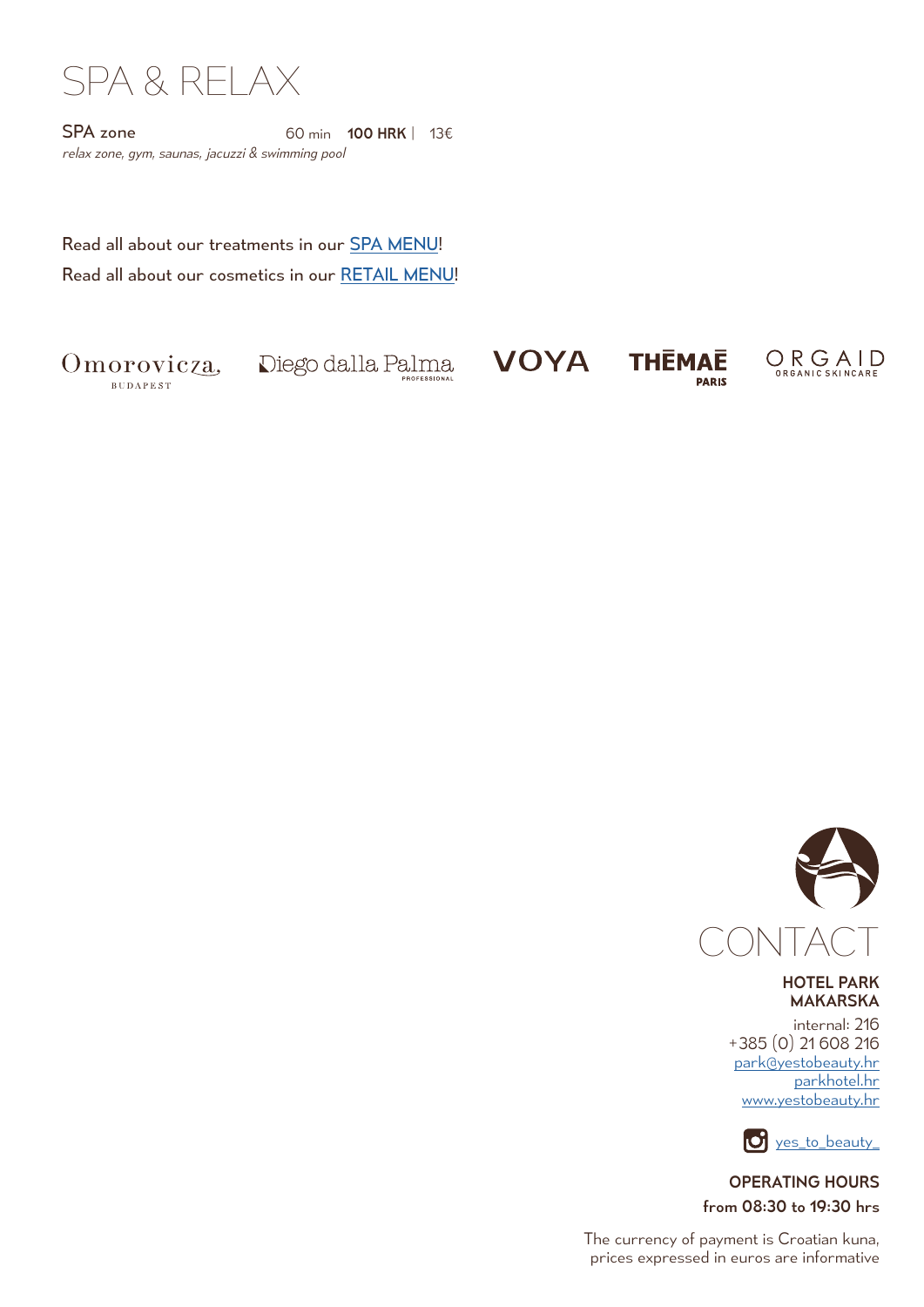# SPA & RELAX

**SPA zone** 60 min **100 HRK** | 13€
*relax zone, gym, saunas, jacuzzi & swimming pool*

Read all about our treatments in our SPA MENU!
Read all about our cosmetics in our RETAIL MENU!

Omorovicza, BUDAPEST

Diego dalla Palma PROFESSIONAL

VOYA

THĒMAĒ PARIS

ORGAID ORGANIC SKINCARE

## CONTACT

**HOTEL PARK MAKARSKA**

internal: 216
+385 (0) 21 608 216
park@yestobeauty.hr
parkhotel.hr
www.yestobeauty.hr

yes_to_beauty_

**OPERATING HOURS**
**from 08:30 to 19:30 hrs**

The currency of payment is Croatian kuna, prices expressed in euros are informative